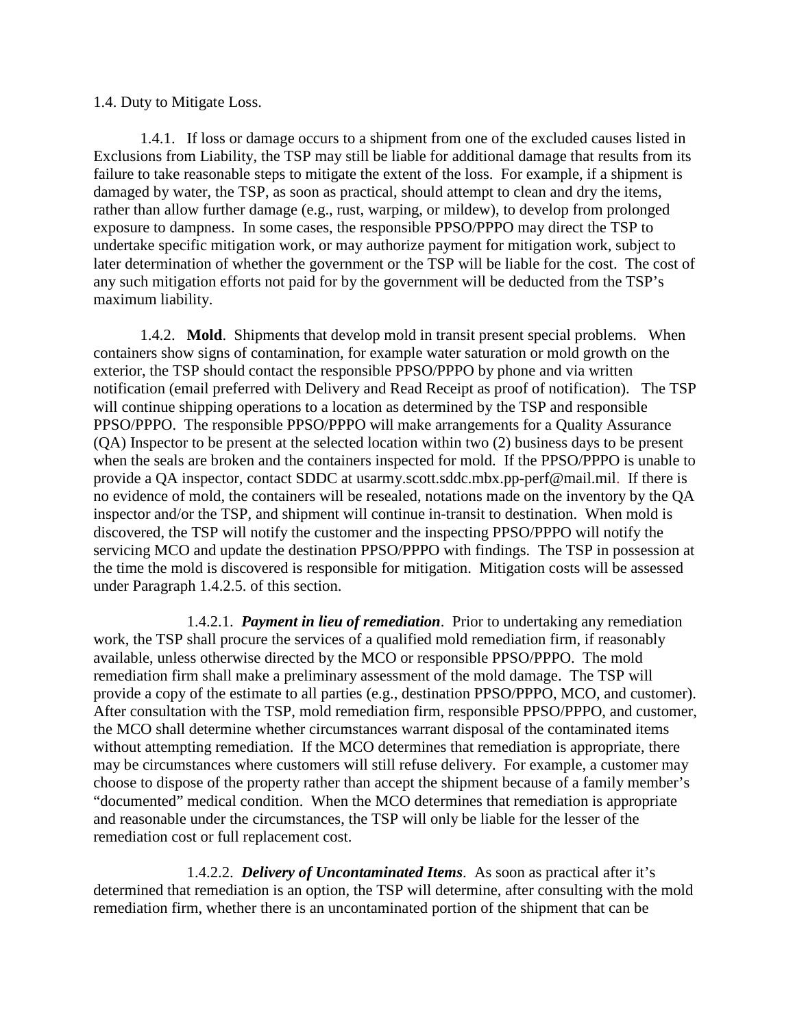1.4. Duty to Mitigate Loss.

1.4.1. If loss or damage occurs to a shipment from one of the excluded causes listed in Exclusions from Liability, the TSP may still be liable for additional damage that results from its failure to take reasonable steps to mitigate the extent of the loss. For example, if a shipment is damaged by water, the TSP, as soon as practical, should attempt to clean and dry the items, rather than allow further damage (e.g., rust, warping, or mildew), to develop from prolonged exposure to dampness. In some cases, the responsible PPSO/PPPO may direct the TSP to undertake specific mitigation work, or may authorize payment for mitigation work, subject to later determination of whether the government or the TSP will be liable for the cost. The cost of any such mitigation efforts not paid for by the government will be deducted from the TSP's maximum liability.

1.4.2. **Mold**. Shipments that develop mold in transit present special problems. When containers show signs of contamination, for example water saturation or mold growth on the exterior, the TSP should contact the responsible PPSO/PPPO by phone and via written notification (email preferred with Delivery and Read Receipt as proof of notification). The TSP will continue shipping operations to a location as determined by the TSP and responsible PPSO/PPPO. The responsible PPSO/PPPO will make arrangements for a Quality Assurance (QA) Inspector to be present at the selected location within two (2) business days to be present when the seals are broken and the containers inspected for mold. If the PPSO/PPPO is unable to provide a QA inspector, contact SDDC at usarmy.scott.sddc.mbx.pp-perf@mail.mil. If there is no evidence of mold, the containers will be resealed, notations made on the inventory by the QA inspector and/or the TSP, and shipment will continue in-transit to destination. When mold is discovered, the TSP will notify the customer and the inspecting PPSO/PPPO will notify the servicing MCO and update the destination PPSO/PPPO with findings. The TSP in possession at the time the mold is discovered is responsible for mitigation. Mitigation costs will be assessed under Paragraph 1.4.2.5. of this section.

1.4.2.1. ***Payment in lieu of remediation***. Prior to undertaking any remediation work, the TSP shall procure the services of a qualified mold remediation firm, if reasonably available, unless otherwise directed by the MCO or responsible PPSO/PPPO. The mold remediation firm shall make a preliminary assessment of the mold damage. The TSP will provide a copy of the estimate to all parties (e.g., destination PPSO/PPPO, MCO, and customer). After consultation with the TSP, mold remediation firm, responsible PPSO/PPPO, and customer, the MCO shall determine whether circumstances warrant disposal of the contaminated items without attempting remediation. If the MCO determines that remediation is appropriate, there may be circumstances where customers will still refuse delivery. For example, a customer may choose to dispose of the property rather than accept the shipment because of a family member's "documented" medical condition. When the MCO determines that remediation is appropriate and reasonable under the circumstances, the TSP will only be liable for the lesser of the remediation cost or full replacement cost.

1.4.2.2. ***Delivery of Uncontaminated Items***. As soon as practical after it's determined that remediation is an option, the TSP will determine, after consulting with the mold remediation firm, whether there is an uncontaminated portion of the shipment that can be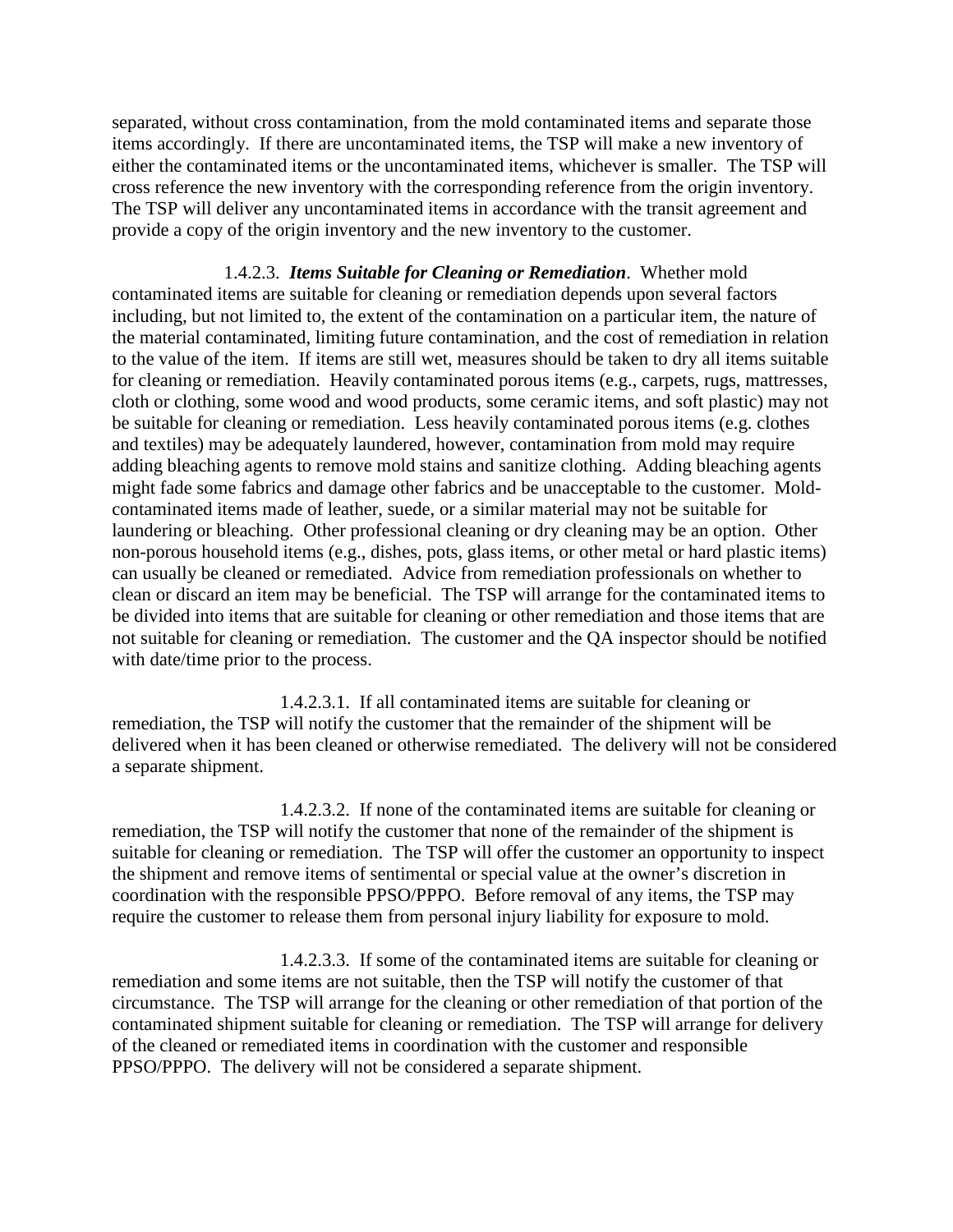separated, without cross contamination, from the mold contaminated items and separate those items accordingly. If there are uncontaminated items, the TSP will make a new inventory of either the contaminated items or the uncontaminated items, whichever is smaller. The TSP will cross reference the new inventory with the corresponding reference from the origin inventory. The TSP will deliver any uncontaminated items in accordance with the transit agreement and provide a copy of the origin inventory and the new inventory to the customer.

1.4.2.3. ***Items Suitable for Cleaning or Remediation***. Whether mold contaminated items are suitable for cleaning or remediation depends upon several factors including, but not limited to, the extent of the contamination on a particular item, the nature of the material contaminated, limiting future contamination, and the cost of remediation in relation to the value of the item. If items are still wet, measures should be taken to dry all items suitable for cleaning or remediation. Heavily contaminated porous items (e.g., carpets, rugs, mattresses, cloth or clothing, some wood and wood products, some ceramic items, and soft plastic) may not be suitable for cleaning or remediation. Less heavily contaminated porous items (e.g. clothes and textiles) may be adequately laundered, however, contamination from mold may require adding bleaching agents to remove mold stains and sanitize clothing. Adding bleaching agents might fade some fabrics and damage other fabrics and be unacceptable to the customer. Mold-contaminated items made of leather, suede, or a similar material may not be suitable for laundering or bleaching. Other professional cleaning or dry cleaning may be an option. Other non-porous household items (e.g., dishes, pots, glass items, or other metal or hard plastic items) can usually be cleaned or remediated. Advice from remediation professionals on whether to clean or discard an item may be beneficial. The TSP will arrange for the contaminated items to be divided into items that are suitable for cleaning or other remediation and those items that are not suitable for cleaning or remediation. The customer and the QA inspector should be notified with date/time prior to the process.

1.4.2.3.1. If all contaminated items are suitable for cleaning or remediation, the TSP will notify the customer that the remainder of the shipment will be delivered when it has been cleaned or otherwise remediated. The delivery will not be considered a separate shipment.

1.4.2.3.2. If none of the contaminated items are suitable for cleaning or remediation, the TSP will notify the customer that none of the remainder of the shipment is suitable for cleaning or remediation. The TSP will offer the customer an opportunity to inspect the shipment and remove items of sentimental or special value at the owner's discretion in coordination with the responsible PPSO/PPPO. Before removal of any items, the TSP may require the customer to release them from personal injury liability for exposure to mold.

1.4.2.3.3. If some of the contaminated items are suitable for cleaning or remediation and some items are not suitable, then the TSP will notify the customer of that circumstance. The TSP will arrange for the cleaning or other remediation of that portion of the contaminated shipment suitable for cleaning or remediation. The TSP will arrange for delivery of the cleaned or remediated items in coordination with the customer and responsible PPSO/PPPO. The delivery will not be considered a separate shipment.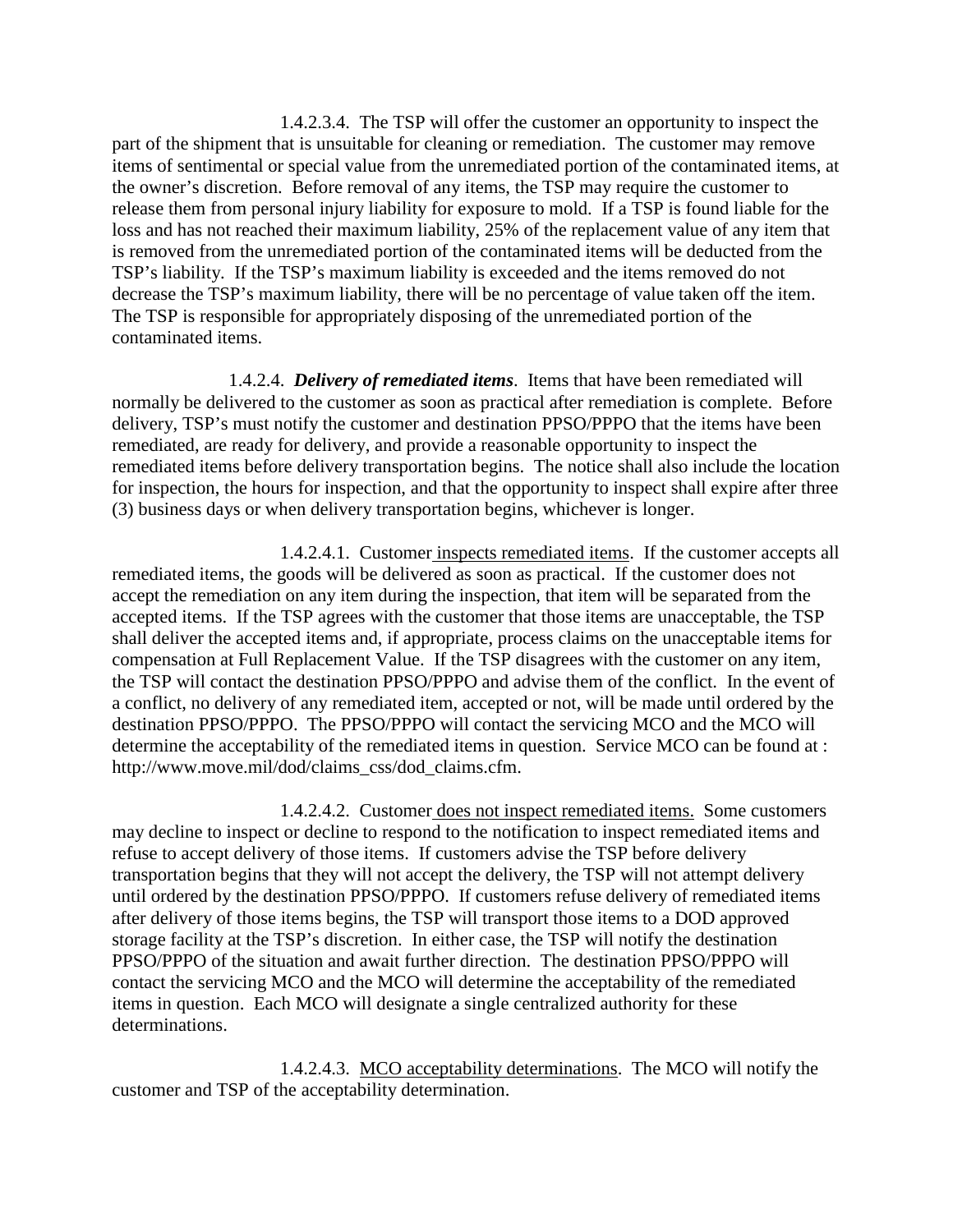1.4.2.3.4. The TSP will offer the customer an opportunity to inspect the part of the shipment that is unsuitable for cleaning or remediation. The customer may remove items of sentimental or special value from the unremediated portion of the contaminated items, at the owner's discretion. Before removal of any items, the TSP may require the customer to release them from personal injury liability for exposure to mold. If a TSP is found liable for the loss and has not reached their maximum liability, 25% of the replacement value of any item that is removed from the unremediated portion of the contaminated items will be deducted from the TSP's liability. If the TSP's maximum liability is exceeded and the items removed do not decrease the TSP's maximum liability, there will be no percentage of value taken off the item. The TSP is responsible for appropriately disposing of the unremediated portion of the contaminated items.

1.4.2.4. ***Delivery of remediated items***. Items that have been remediated will normally be delivered to the customer as soon as practical after remediation is complete. Before delivery, TSP's must notify the customer and destination PPSO/PPPO that the items have been remediated, are ready for delivery, and provide a reasonable opportunity to inspect the remediated items before delivery transportation begins. The notice shall also include the location for inspection, the hours for inspection, and that the opportunity to inspect shall expire after three (3) business days or when delivery transportation begins, whichever is longer.

1.4.2.4.1. Customer inspects remediated items. If the customer accepts all remediated items, the goods will be delivered as soon as practical. If the customer does not accept the remediation on any item during the inspection, that item will be separated from the accepted items. If the TSP agrees with the customer that those items are unacceptable, the TSP shall deliver the accepted items and, if appropriate, process claims on the unacceptable items for compensation at Full Replacement Value. If the TSP disagrees with the customer on any item, the TSP will contact the destination PPSO/PPPO and advise them of the conflict. In the event of a conflict, no delivery of any remediated item, accepted or not, will be made until ordered by the destination PPSO/PPPO. The PPSO/PPPO will contact the servicing MCO and the MCO will determine the acceptability of the remediated items in question. Service MCO can be found at : http://www.move.mil/dod/claims_css/dod_claims.cfm.

1.4.2.4.2. Customer does not inspect remediated items. Some customers may decline to inspect or decline to respond to the notification to inspect remediated items and refuse to accept delivery of those items. If customers advise the TSP before delivery transportation begins that they will not accept the delivery, the TSP will not attempt delivery until ordered by the destination PPSO/PPPO. If customers refuse delivery of remediated items after delivery of those items begins, the TSP will transport those items to a DOD approved storage facility at the TSP's discretion. In either case, the TSP will notify the destination PPSO/PPPO of the situation and await further direction. The destination PPSO/PPPO will contact the servicing MCO and the MCO will determine the acceptability of the remediated items in question. Each MCO will designate a single centralized authority for these determinations.

1.4.2.4.3. MCO acceptability determinations. The MCO will notify the customer and TSP of the acceptability determination.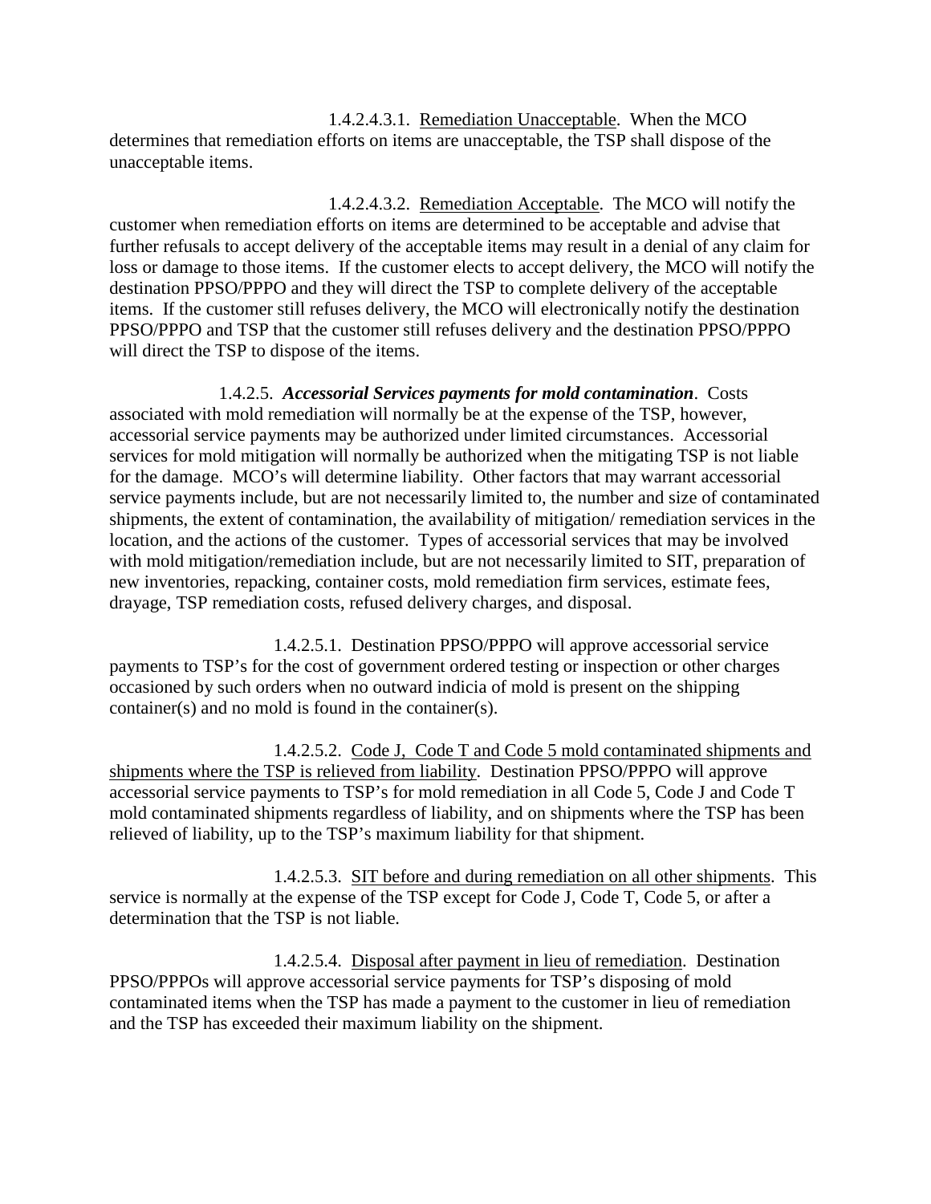1.4.2.4.3.1. Remediation Unacceptable. When the MCO determines that remediation efforts on items are unacceptable, the TSP shall dispose of the unacceptable items.

1.4.2.4.3.2. Remediation Acceptable. The MCO will notify the customer when remediation efforts on items are determined to be acceptable and advise that further refusals to accept delivery of the acceptable items may result in a denial of any claim for loss or damage to those items. If the customer elects to accept delivery, the MCO will notify the destination PPSO/PPPO and they will direct the TSP to complete delivery of the acceptable items. If the customer still refuses delivery, the MCO will electronically notify the destination PPSO/PPPO and TSP that the customer still refuses delivery and the destination PPSO/PPPO will direct the TSP to dispose of the items.

1.4.2.5. ***Accessorial Services payments for mold contamination***. Costs associated with mold remediation will normally be at the expense of the TSP, however, accessorial service payments may be authorized under limited circumstances. Accessorial services for mold mitigation will normally be authorized when the mitigating TSP is not liable for the damage. MCO's will determine liability. Other factors that may warrant accessorial service payments include, but are not necessarily limited to, the number and size of contaminated shipments, the extent of contamination, the availability of mitigation/ remediation services in the location, and the actions of the customer. Types of accessorial services that may be involved with mold mitigation/remediation include, but are not necessarily limited to SIT, preparation of new inventories, repacking, container costs, mold remediation firm services, estimate fees, drayage, TSP remediation costs, refused delivery charges, and disposal.

1.4.2.5.1. Destination PPSO/PPPO will approve accessorial service payments to TSP's for the cost of government ordered testing or inspection or other charges occasioned by such orders when no outward indicia of mold is present on the shipping container(s) and no mold is found in the container(s).

1.4.2.5.2. Code J, Code T and Code 5 mold contaminated shipments and shipments where the TSP is relieved from liability. Destination PPSO/PPPO will approve accessorial service payments to TSP's for mold remediation in all Code 5, Code J and Code T mold contaminated shipments regardless of liability, and on shipments where the TSP has been relieved of liability, up to the TSP's maximum liability for that shipment.

1.4.2.5.3. SIT before and during remediation on all other shipments. This service is normally at the expense of the TSP except for Code J, Code T, Code 5, or after a determination that the TSP is not liable.

1.4.2.5.4. Disposal after payment in lieu of remediation. Destination PPSO/PPPOs will approve accessorial service payments for TSP's disposing of mold contaminated items when the TSP has made a payment to the customer in lieu of remediation and the TSP has exceeded their maximum liability on the shipment.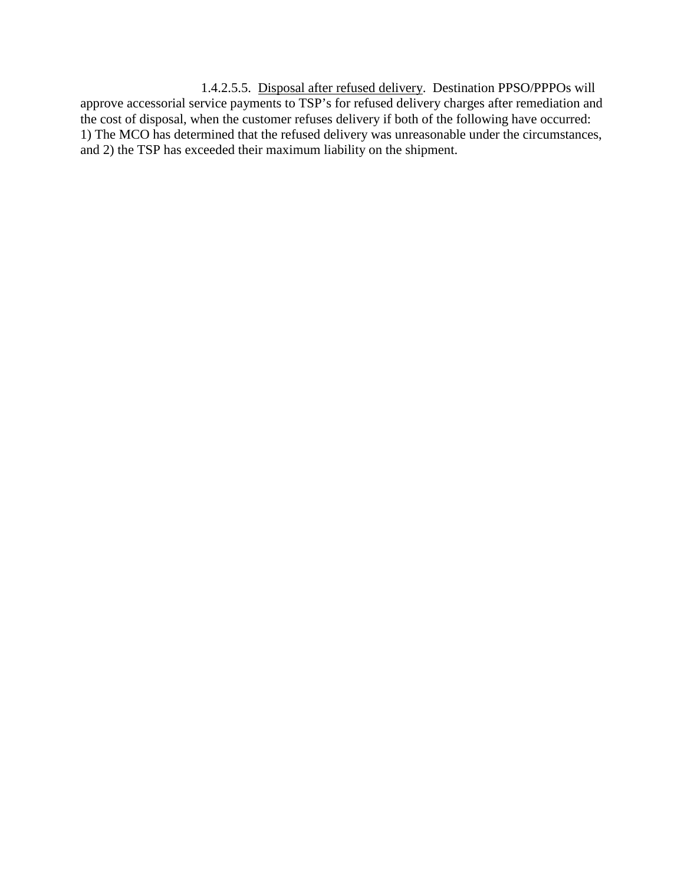1.4.2.5.5. Disposal after refused delivery. Destination PPSO/PPPOs will approve accessorial service payments to TSP's for refused delivery charges after remediation and the cost of disposal, when the customer refuses delivery if both of the following have occurred: 1) The MCO has determined that the refused delivery was unreasonable under the circumstances, and 2) the TSP has exceeded their maximum liability on the shipment.